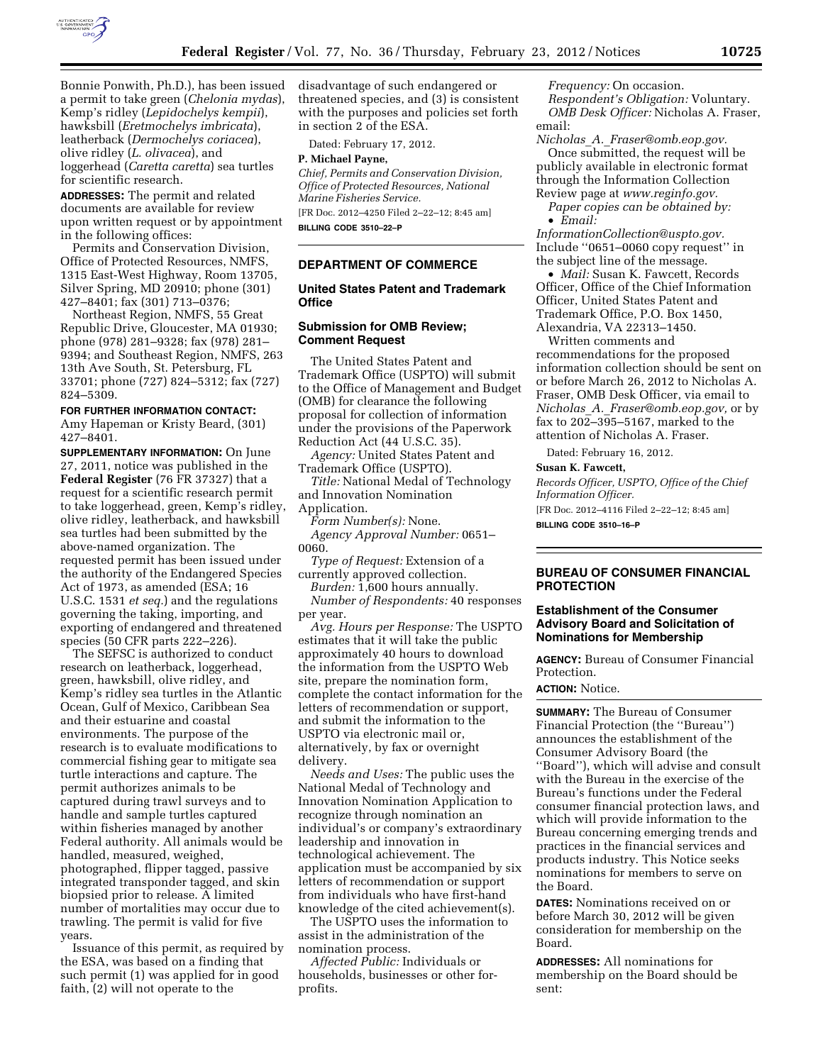Bonnie Ponwith, Ph.D.), has been issued a permit to take green (*Chelonia mydas*), Kemp's ridley (*Lepidochelys kempii*), hawksbill (*Eretmochelys imbricata*), leatherback (*Dermochelys coriacea*), olive ridley (*L. olivacea*), and loggerhead (*Caretta caretta*) sea turtles for scientific research.

**ADDRESSES:** The permit and related documents are available for review upon written request or by appointment in the following offices:

Permits and Conservation Division, Office of Protected Resources, NMFS, 1315 East-West Highway, Room 13705, Silver Spring, MD 20910; phone (301) 427–8401; fax (301) 713–0376;

Northeast Region, NMFS, 55 Great Republic Drive, Gloucester, MA 01930; phone (978) 281–9328; fax (978) 281–9394; and Southeast Region, NMFS, 263 13th Ave South, St. Petersburg, FL 33701; phone (727) 824–5312; fax (727) 824–5309.

**FOR FURTHER INFORMATION CONTACT:** Amy Hapeman or Kristy Beard, (301) 427–8401.

**SUPPLEMENTARY INFORMATION:** On June 27, 2011, notice was published in the **Federal Register** (76 FR 37327) that a request for a scientific research permit to take loggerhead, green, Kemp's ridley, olive ridley, leatherback, and hawksbill sea turtles had been submitted by the above-named organization. The requested permit has been issued under the authority of the Endangered Species Act of 1973, as amended (ESA; 16 U.S.C. 1531 *et seq.*) and the regulations governing the taking, importing, and exporting of endangered and threatened species (50 CFR parts 222–226).

The SEFSC is authorized to conduct research on leatherback, loggerhead, green, hawksbill, olive ridley, and Kemp's ridley sea turtles in the Atlantic Ocean, Gulf of Mexico, Caribbean Sea and their estuarine and coastal environments. The purpose of the research is to evaluate modifications to commercial fishing gear to mitigate sea turtle interactions and capture. The permit authorizes animals to be captured during trawl surveys and to handle and sample turtles captured within fisheries managed by another Federal authority. All animals would be handled, measured, weighed, photographed, flipper tagged, passive integrated transponder tagged, and skin biopsied prior to release. A limited number of mortalities may occur due to trawling. The permit is valid for five years.

Issuance of this permit, as required by the ESA, was based on a finding that such permit (1) was applied for in good faith, (2) will not operate to the disadvantage of such endangered or threatened species, and (3) is consistent with the purposes and policies set forth in section 2 of the ESA.

Dated: February 17, 2012.

**P. Michael Payne,**

*Chief, Permits and Conservation Division, Office of Protected Resources, National Marine Fisheries Service.*

[FR Doc. 2012–4250 Filed 2–22–12; 8:45 am]

**BILLING CODE 3510–22–P**

## DEPARTMENT OF COMMERCE

### United States Patent and Trademark Office

### Submission for OMB Review; Comment Request

The United States Patent and Trademark Office (USPTO) will submit to the Office of Management and Budget (OMB) for clearance the following proposal for collection of information under the provisions of the Paperwork Reduction Act (44 U.S.C. 35).

*Agency:* United States Patent and Trademark Office (USPTO).

*Title:* National Medal of Technology and Innovation Nomination Application.

*Form Number(s):* None.

*Agency Approval Number:* 0651–0060.

*Type of Request:* Extension of a currently approved collection.

*Burden:* 1,600 hours annually.

*Number of Respondents:* 40 responses per year.

*Avg. Hours per Response:* The USPTO estimates that it will take the public approximately 40 hours to download the information from the USPTO Web site, prepare the nomination form, complete the contact information for the letters of recommendation or support, and submit the information to the USPTO via electronic mail or, alternatively, by fax or overnight delivery.

*Needs and Uses:* The public uses the National Medal of Technology and Innovation Nomination Application to recognize through nomination an individual's or company's extraordinary leadership and innovation in technological achievement. The application must be accompanied by six letters of recommendation or support from individuals who have first-hand knowledge of the cited achievement(s).

The USPTO uses the information to assist in the administration of the nomination process.

*Affected Public:* Individuals or households, businesses or other for-profits.

*Frequency:* On occasion.

*Respondent's Obligation:* Voluntary.

*OMB Desk Officer:* Nicholas A. Fraser, email: *Nicholas_A._Fraser@omb.eop.gov.*

Once submitted, the request will be publicly available in electronic format through the Information Collection Review page at *www.reginfo.gov.*

*Paper copies can be obtained by:*

- *Email: InformationCollection@uspto.gov.* Include ''0651–0060 copy request'' in the subject line of the message.
- *Mail:* Susan K. Fawcett, Records Officer, Office of the Chief Information Officer, United States Patent and Trademark Office, P.O. Box 1450, Alexandria, VA 22313–1450.

Written comments and recommendations for the proposed information collection should be sent on or before March 26, 2012 to Nicholas A. Fraser, OMB Desk Officer, via email to *Nicholas_A._Fraser@omb.eop.gov,* or by fax to 202–395–5167, marked to the attention of Nicholas A. Fraser.

Dated: February 16, 2012.

**Susan K. Fawcett,**

*Records Officer, USPTO, Office of the Chief Information Officer.*

[FR Doc. 2012–4116 Filed 2–22–12; 8:45 am]

**BILLING CODE 3510–16–P**

## BUREAU OF CONSUMER FINANCIAL PROTECTION

### Establishment of the Consumer Advisory Board and Solicitation of Nominations for Membership

**AGENCY:** Bureau of Consumer Financial Protection.

**ACTION:** Notice.

**SUMMARY:** The Bureau of Consumer Financial Protection (the ''Bureau'') announces the establishment of the Consumer Advisory Board (the ''Board''), which will advise and consult with the Bureau in the exercise of the Bureau's functions under the Federal consumer financial protection laws, and which will provide information to the Bureau concerning emerging trends and practices in the financial services and products industry. This Notice seeks nominations for members to serve on the Board.

**DATES:** Nominations received on or before March 30, 2012 will be given consideration for membership on the Board.

**ADDRESSES:** All nominations for membership on the Board should be sent: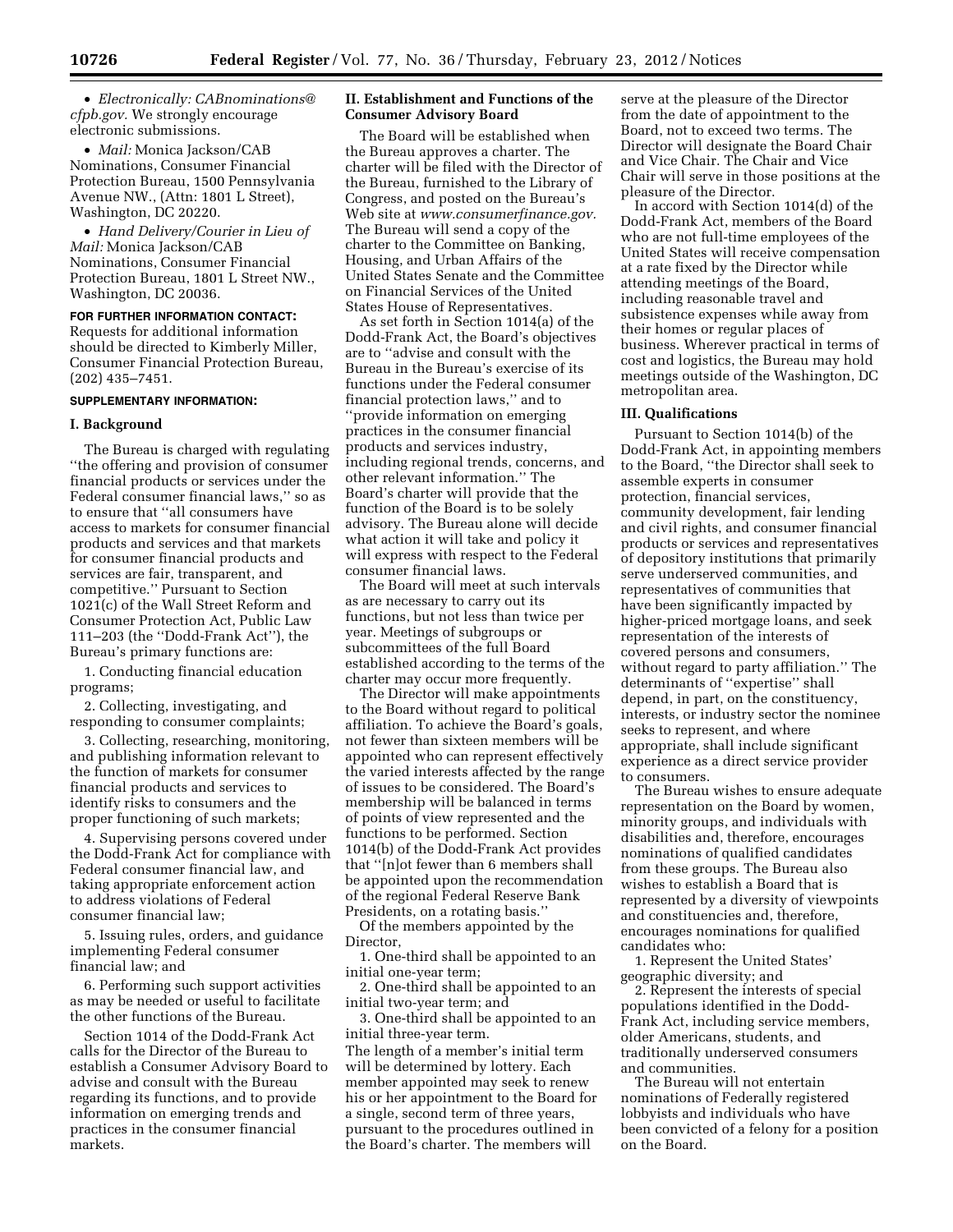- *Electronically: CABnominations@cfpb.gov.* We strongly encourage electronic submissions.
- *Mail:* Monica Jackson/CAB Nominations, Consumer Financial Protection Bureau, 1500 Pennsylvania Avenue NW., (Attn: 1801 L Street), Washington, DC 20220.
- *Hand Delivery/Courier in Lieu of Mail:* Monica Jackson/CAB Nominations, Consumer Financial Protection Bureau, 1801 L Street NW., Washington, DC 20036.

**FOR FURTHER INFORMATION CONTACT:** Requests for additional information should be directed to Kimberly Miller, Consumer Financial Protection Bureau, (202) 435–7451.

**SUPPLEMENTARY INFORMATION:**

## I. Background

The Bureau is charged with regulating ''the offering and provision of consumer financial products or services under the Federal consumer financial laws,'' so as to ensure that ''all consumers have access to markets for consumer financial products and services and that markets for consumer financial products and services are fair, transparent, and competitive.'' Pursuant to Section 1021(c) of the Wall Street Reform and Consumer Protection Act, Public Law 111–203 (the ''Dodd-Frank Act''), the Bureau's primary functions are:

1. Conducting financial education programs;
2. Collecting, investigating, and responding to consumer complaints;
3. Collecting, researching, monitoring, and publishing information relevant to the function of markets for consumer financial products and services to identify risks to consumers and the proper functioning of such markets;
4. Supervising persons covered under the Dodd-Frank Act for compliance with Federal consumer financial law, and taking appropriate enforcement action to address violations of Federal consumer financial law;
5. Issuing rules, orders, and guidance implementing Federal consumer financial law; and
6. Performing such support activities as may be needed or useful to facilitate the other functions of the Bureau.

Section 1014 of the Dodd-Frank Act calls for the Director of the Bureau to establish a Consumer Advisory Board to advise and consult with the Bureau regarding its functions, and to provide information on emerging trends and practices in the consumer financial markets.

## II. Establishment and Functions of the Consumer Advisory Board

The Board will be established when the Bureau approves a charter. The charter will be filed with the Director of the Bureau, furnished to the Library of Congress, and posted on the Bureau's Web site at *www.consumerfinance.gov.* The Bureau will send a copy of the charter to the Committee on Banking, Housing, and Urban Affairs of the United States Senate and the Committee on Financial Services of the United States House of Representatives.

As set forth in Section 1014(a) of the Dodd-Frank Act, the Board's objectives are to ''advise and consult with the Bureau in the Bureau's exercise of its functions under the Federal consumer financial protection laws,'' and to ''provide information on emerging practices in the consumer financial products and services industry, including regional trends, concerns, and other relevant information.'' The Board's charter will provide that the function of the Board is to be solely advisory. The Bureau alone will decide what action it will take and policy it will express with respect to the Federal consumer financial laws.

The Board will meet at such intervals as are necessary to carry out its functions, but not less than twice per year. Meetings of subgroups or subcommittees of the full Board established according to the terms of the charter may occur more frequently.

The Director will make appointments to the Board without regard to political affiliation. To achieve the Board's goals, not fewer than sixteen members will be appointed who can represent effectively the varied interests affected by the range of issues to be considered. The Board's membership will be balanced in terms of points of view represented and the functions to be performed. Section 1014(b) of the Dodd-Frank Act provides that ''[n]ot fewer than 6 members shall be appointed upon the recommendation of the regional Federal Reserve Bank Presidents, on a rotating basis.''

Of the members appointed by the Director,

1. One-third shall be appointed to an initial one-year term;
2. One-third shall be appointed to an initial two-year term; and
3. One-third shall be appointed to an initial three-year term.

The length of a member's initial term will be determined by lottery. Each member appointed may seek to renew his or her appointment to the Board for a single, second term of three years, pursuant to the procedures outlined in the Board's charter. The members will serve at the pleasure of the Director from the date of appointment to the Board, not to exceed two terms. The Director will designate the Board Chair and Vice Chair. The Chair and Vice Chair will serve in those positions at the pleasure of the Director.

In accord with Section 1014(d) of the Dodd-Frank Act, members of the Board who are not full-time employees of the United States will receive compensation at a rate fixed by the Director while attending meetings of the Board, including reasonable travel and subsistence expenses while away from their homes or regular places of business. Wherever practical in terms of cost and logistics, the Bureau may hold meetings outside of the Washington, DC metropolitan area.

## III. Qualifications

Pursuant to Section 1014(b) of the Dodd-Frank Act, in appointing members to the Board, ''the Director shall seek to assemble experts in consumer protection, financial services, community development, fair lending and civil rights, and consumer financial products or services and representatives of depository institutions that primarily serve underserved communities, and representatives of communities that have been significantly impacted by higher-priced mortgage loans, and seek representation of the interests of covered persons and consumers, without regard to party affiliation.'' The determinants of ''expertise'' shall depend, in part, on the constituency, interests, or industry sector the nominee seeks to represent, and where appropriate, shall include significant experience as a direct service provider to consumers.

The Bureau wishes to ensure adequate representation on the Board by women, minority groups, and individuals with disabilities and, therefore, encourages nominations of qualified candidates from these groups. The Bureau also wishes to establish a Board that is represented by a diversity of viewpoints and constituencies and, therefore, encourages nominations for qualified candidates who:

1. Represent the United States' geographic diversity; and
2. Represent the interests of special populations identified in the Dodd-Frank Act, including service members, older Americans, students, and traditionally underserved consumers and communities.

The Bureau will not entertain nominations of Federally registered lobbyists and individuals who have been convicted of a felony for a position on the Board.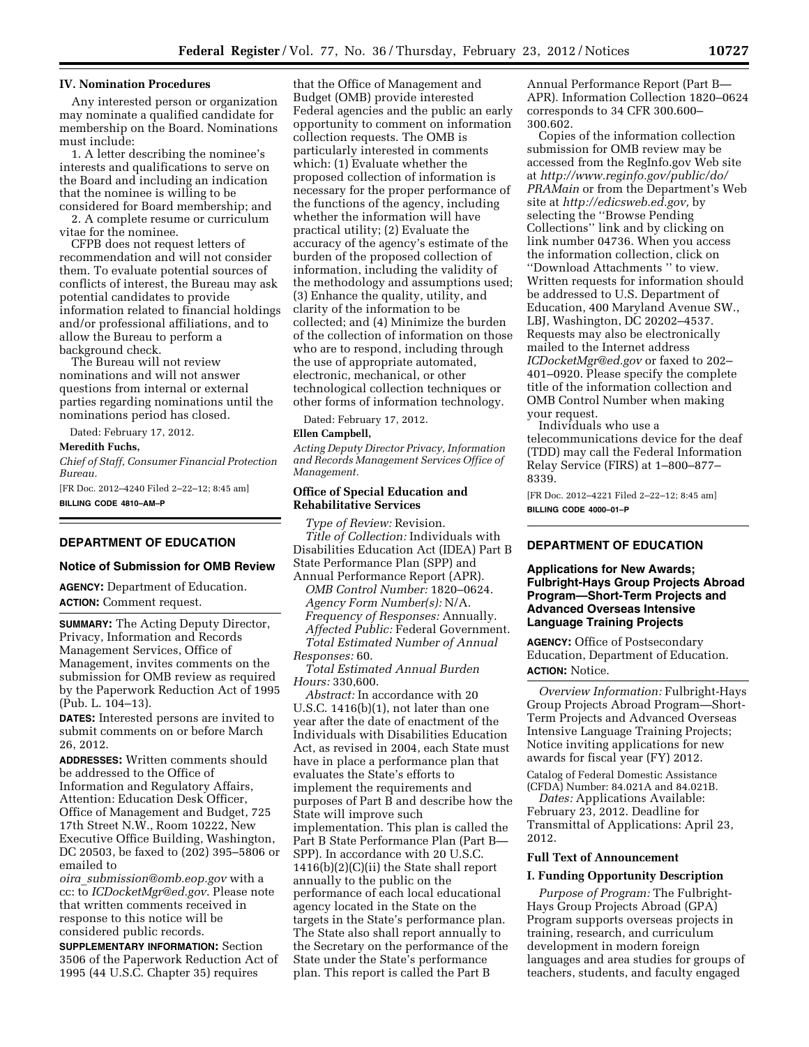## IV. Nomination Procedures

Any interested person or organization may nominate a qualified candidate for membership on the Board. Nominations must include:

1. A letter describing the nominee's interests and qualifications to serve on the Board and including an indication that the nominee is willing to be considered for Board membership; and
2. A complete resume or curriculum vitae for the nominee.

CFPB does not request letters of recommendation and will not consider them. To evaluate potential sources of conflicts of interest, the Bureau may ask potential candidates to provide information related to financial holdings and/or professional affiliations, and to allow the Bureau to perform a background check.

The Bureau will not review nominations and will not answer questions from internal or external parties regarding nominations until the nominations period has closed.

Dated: February 17, 2012.

**Meredith Fuchs,**

*Chief of Staff, Consumer Financial Protection Bureau.*

[FR Doc. 2012–4240 Filed 2–22–12; 8:45 am]

**BILLING CODE 4810–AM–P**

---

## DEPARTMENT OF EDUCATION

### Notice of Submission for OMB Review

**AGENCY:** Department of Education.

**ACTION:** Comment request.

**SUMMARY:** The Acting Deputy Director, Privacy, Information and Records Management Services, Office of Management, invites comments on the submission for OMB review as required by the Paperwork Reduction Act of 1995 (Pub. L. 104–13).

**DATES:** Interested persons are invited to submit comments on or before March 26, 2012.

**ADDRESSES:** Written comments should be addressed to the Office of Information and Regulatory Affairs, Attention: Education Desk Officer, Office of Management and Budget, 725 17th Street N.W., Room 10222, New Executive Office Building, Washington, DC 20503, be faxed to (202) 395–5806 or emailed to *oira_submission@omb.eop.gov* with a cc: to *ICDocketMgr@ed.gov*. Please note that written comments received in response to this notice will be considered public records.

**SUPPLEMENTARY INFORMATION:** Section 3506 of the Paperwork Reduction Act of 1995 (44 U.S.C. Chapter 35) requires that the Office of Management and Budget (OMB) provide interested Federal agencies and the public an early opportunity to comment on information collection requests. The OMB is particularly interested in comments which: (1) Evaluate whether the proposed collection of information is necessary for the proper performance of the functions of the agency, including whether the information will have practical utility; (2) Evaluate the accuracy of the agency's estimate of the burden of the proposed collection of information, including the validity of the methodology and assumptions used; (3) Enhance the quality, utility, and clarity of the information to be collected; and (4) Minimize the burden of the collection of information on those who are to respond, including through the use of appropriate automated, electronic, mechanical, or other technological collection techniques or other forms of information technology.

Dated: February 17, 2012.

**Ellen Campbell,**

*Acting Deputy Director Privacy, Information and Records Management Services Office of Management.*

### Office of Special Education and Rehabilitative Services

*Type of Review:* Revision.

*Title of Collection:* Individuals with Disabilities Education Act (IDEA) Part B State Performance Plan (SPP) and Annual Performance Report (APR).

*OMB Control Number:* 1820–0624.

*Agency Form Number(s):* N/A.

*Frequency of Responses:* Annually.

*Affected Public:* Federal Government.

*Total Estimated Number of Annual Responses:* 60.

*Total Estimated Annual Burden Hours:* 330,600.

*Abstract:* In accordance with 20 U.S.C. 1416(b)(1), not later than one year after the date of enactment of the Individuals with Disabilities Education Act, as revised in 2004, each State must have in place a performance plan that evaluates the State's efforts to implement the requirements and purposes of Part B and describe how the State will improve such implementation. This plan is called the Part B State Performance Plan (Part B—SPP). In accordance with 20 U.S.C. 1416(b)(2)(C)(ii) the State shall report annually to the public on the performance of each local educational agency located in the State on the targets in the State's performance plan. The State also shall report annually to the Secretary on the performance of the State under the State's performance plan. This report is called the Part B Annual Performance Report (Part B—APR). Information Collection 1820–0624 corresponds to 34 CFR 300.600–300.602.

Copies of the information collection submission for OMB review may be accessed from the RegInfo.gov Web site at *http://www.reginfo.gov/public/do/PRAMain* or from the Department's Web site at *http://edicsweb.ed.gov*, by selecting the "Browse Pending Collections" link and by clicking on link number 04736. When you access the information collection, click on "Download Attachments " to view. Written requests for information should be addressed to U.S. Department of Education, 400 Maryland Avenue SW., LBJ, Washington, DC 20202–4537. Requests may also be electronically mailed to the Internet address *ICDocketMgr@ed.gov* or faxed to 202–401–0920. Please specify the complete title of the information collection and OMB Control Number when making your request.

Individuals who use a telecommunications device for the deaf (TDD) may call the Federal Information Relay Service (FIRS) at 1–800–877–8339.

[FR Doc. 2012–4221 Filed 2–22–12; 8:45 am]

**BILLING CODE 4000–01–P**

---

## DEPARTMENT OF EDUCATION

### Applications for New Awards; Fulbright-Hays Group Projects Abroad Program—Short-Term Projects and Advanced Overseas Intensive Language Training Projects

**AGENCY:** Office of Postsecondary Education, Department of Education.

**ACTION:** Notice.

*Overview Information:* Fulbright-Hays Group Projects Abroad Program—Short-Term Projects and Advanced Overseas Intensive Language Training Projects; Notice inviting applications for new awards for fiscal year (FY) 2012.

Catalog of Federal Domestic Assistance (CFDA) Number: 84.021A and 84.021B.

*Dates:* Applications Available: February 23, 2012. Deadline for Transmittal of Applications: April 23, 2012.

### Full Text of Announcement

#### I. Funding Opportunity Description

*Purpose of Program:* The Fulbright-Hays Group Projects Abroad (GPA) Program supports overseas projects in training, research, and curriculum development in modern foreign languages and area studies for groups of teachers, students, and faculty engaged